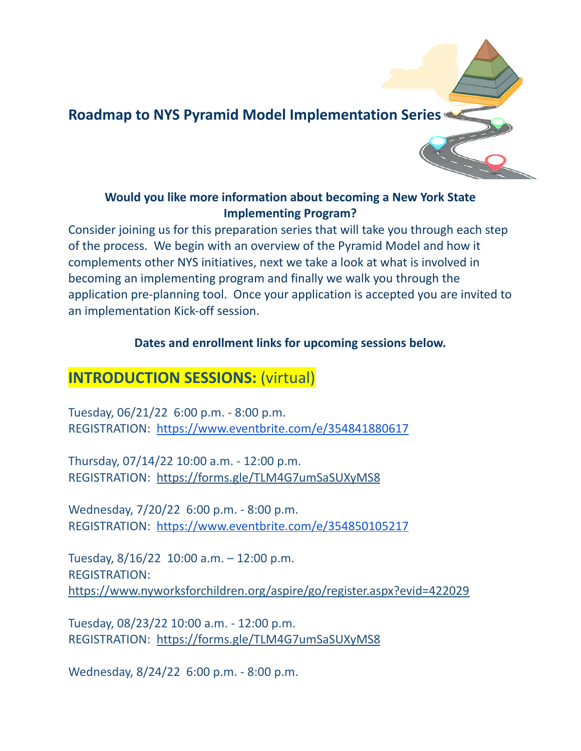# Roadmap to NYS Pyramid Model Implementation Series

**Would you like more information about becoming a New York State Implementing Program?**

Consider joining us for this preparation series that will take you through each step of the process. We begin with an overview of the Pyramid Model and how it complements other NYS initiatives, next we take a look at what is involved in becoming an implementing program and finally we walk you through the application pre-planning tool. Once your application is accepted you are invited to an implementation Kick-off session.

**Dates and enrollment links for upcoming sessions below.**

## INTRODUCTION SESSIONS: (virtual)

Tuesday, 06/21/22 6:00 p.m. - 8:00 p.m.
REGISTRATION: https://www.eventbrite.com/e/354841880617

Thursday, 07/14/22 10:00 a.m. - 12:00 p.m.
REGISTRATION: https://forms.gle/TLM4G7umSaSUXyMS8

Wednesday, 7/20/22 6:00 p.m. - 8:00 p.m.
REGISTRATION: https://www.eventbrite.com/e/354850105217

Tuesday, 8/16/22 10:00 a.m. – 12:00 p.m.
REGISTRATION:
https://www.nyworksforchildren.org/aspire/go/register.aspx?evid=422029

Tuesday, 08/23/22 10:00 a.m. - 12:00 p.m.
REGISTRATION: https://forms.gle/TLM4G7umSaSUXyMS8

Wednesday, 8/24/22 6:00 p.m. - 8:00 p.m.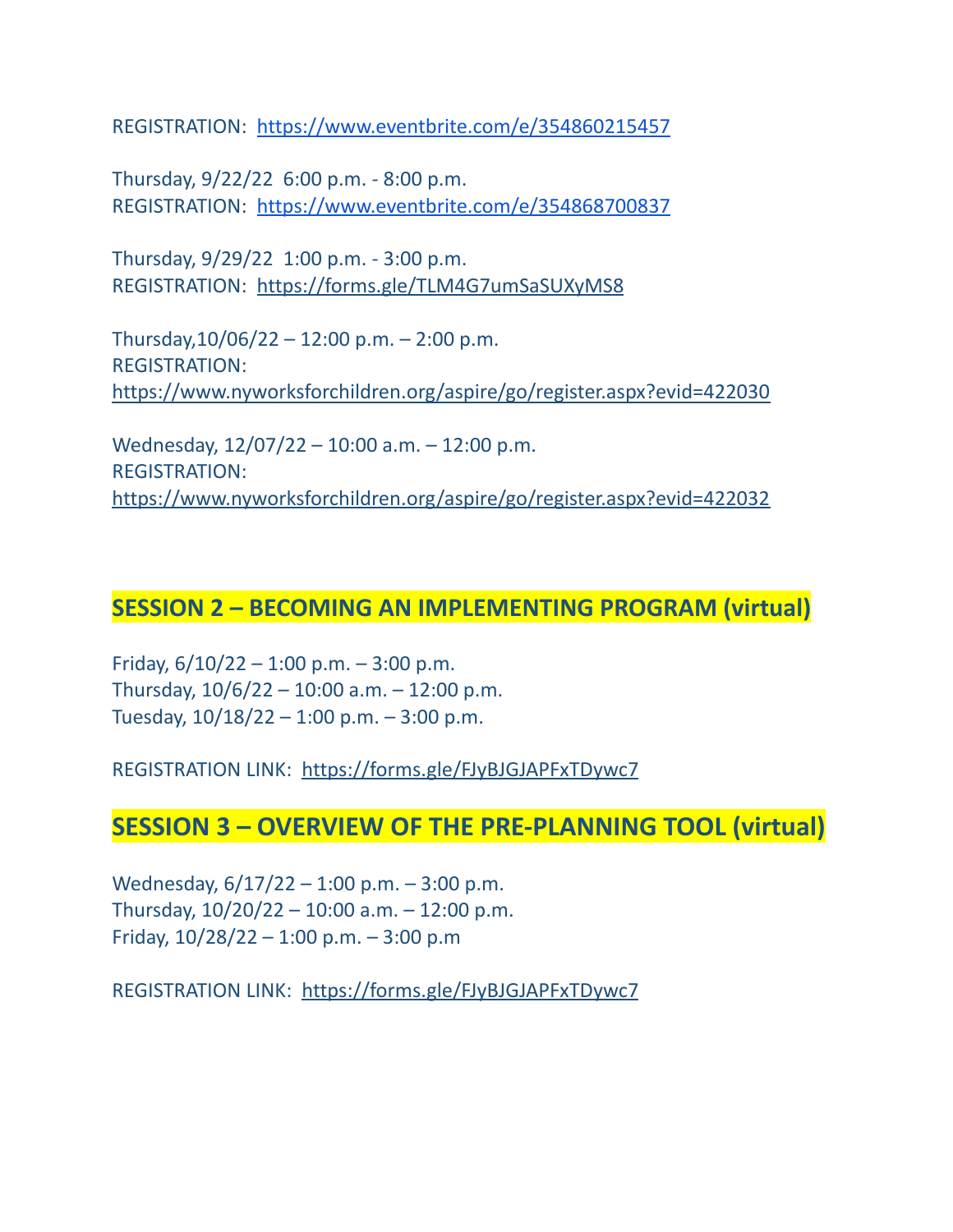REGISTRATION: https://www.eventbrite.com/e/354860215457

Thursday, 9/22/22 6:00 p.m. - 8:00 p.m.
REGISTRATION: https://www.eventbrite.com/e/354868700837

Thursday, 9/29/22 1:00 p.m. - 3:00 p.m.
REGISTRATION: https://forms.gle/TLM4G7umSaSUXyMS8

Thursday,10/06/22 – 12:00 p.m. – 2:00 p.m.
REGISTRATION:
https://www.nyworksforchildren.org/aspire/go/register.aspx?evid=422030

Wednesday, 12/07/22 – 10:00 a.m. – 12:00 p.m.
REGISTRATION:
https://www.nyworksforchildren.org/aspire/go/register.aspx?evid=422032

## SESSION 2 – BECOMING AN IMPLEMENTING PROGRAM (virtual)

Friday, 6/10/22 – 1:00 p.m. – 3:00 p.m.
Thursday, 10/6/22 – 10:00 a.m. – 12:00 p.m.
Tuesday, 10/18/22 – 1:00 p.m. – 3:00 p.m.

REGISTRATION LINK: https://forms.gle/FJyBJGJAPFxTDywc7

## SESSION 3 – OVERVIEW OF THE PRE-PLANNING TOOL (virtual)

Wednesday, 6/17/22 – 1:00 p.m. – 3:00 p.m.
Thursday, 10/20/22 – 10:00 a.m. – 12:00 p.m.
Friday, 10/28/22 – 1:00 p.m. – 3:00 p.m

REGISTRATION LINK: https://forms.gle/FJyBJGJAPFxTDywc7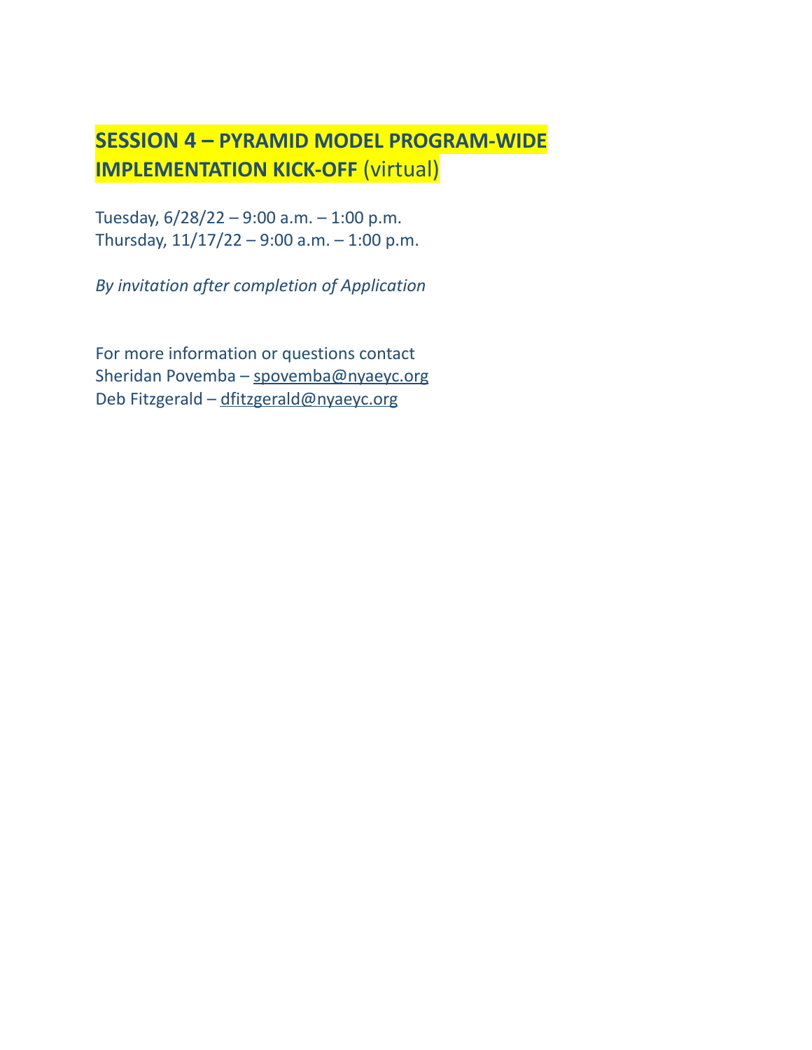## **SESSION 4 – PYRAMID MODEL PROGRAM-WIDE IMPLEMENTATION KICK-OFF** (virtual)

Tuesday, 6/28/22 – 9:00 a.m. – 1:00 p.m.
Thursday, 11/17/22 – 9:00 a.m. – 1:00 p.m.

*By invitation after completion of Application*

For more information or questions contact
Sheridan Povemba – spovemba@nyaeyc.org
Deb Fitzgerald – dfitzgerald@nyaeyc.org